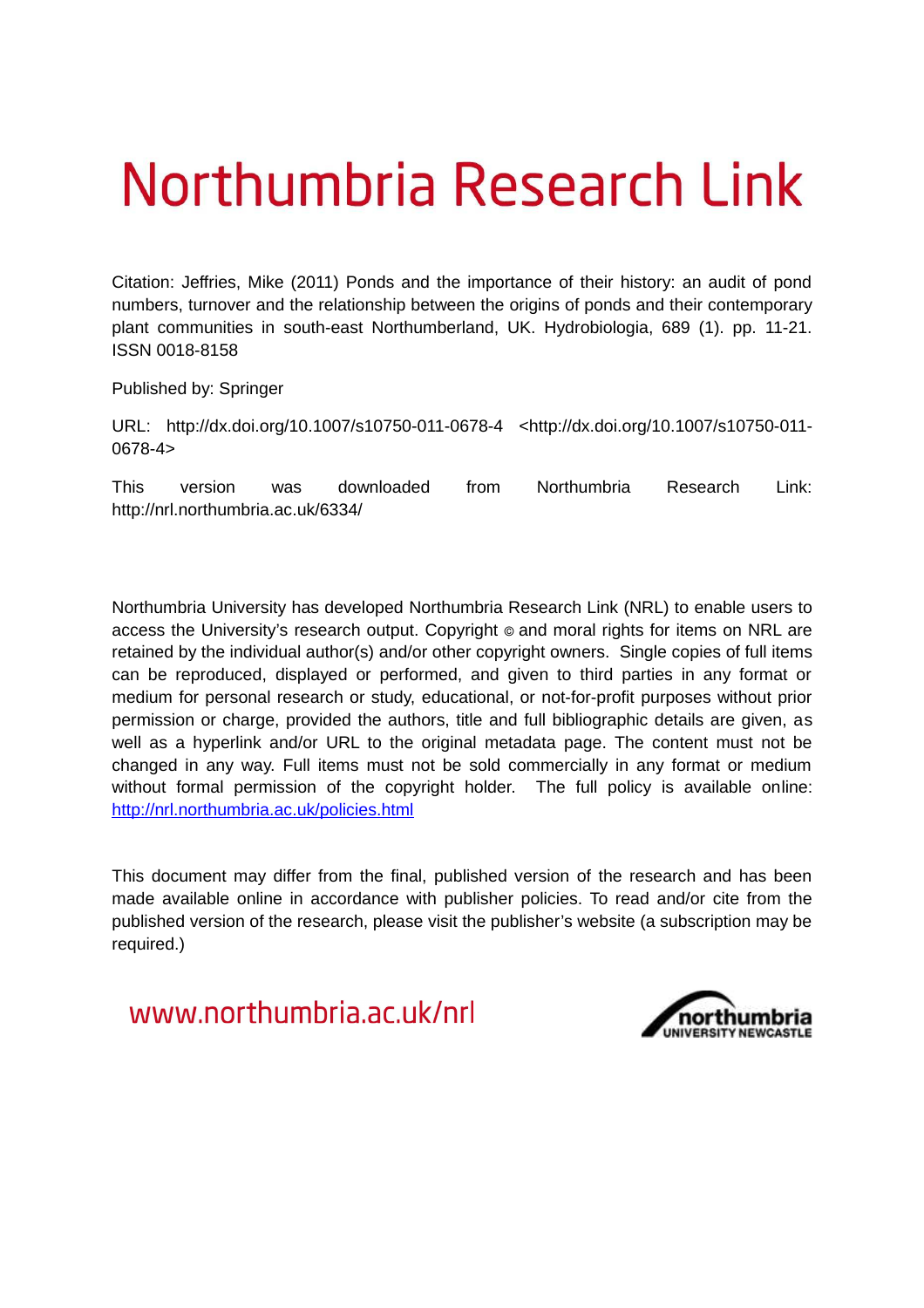# Northumbria Research Link

Citation: Jeffries, Mike (2011) Ponds and the importance of their history: an audit of pond numbers, turnover and the relationship between the origins of ponds and their contemporary plant communities in south-east Northumberland, UK. Hydrobiologia, 689 (1). pp. 11-21. ISSN 0018-8158

Published by: Springer

URL: http://dx.doi.org/10.1007/s10750-011-0678-4 <http://dx.doi.org/10.1007/s10750-011-0678-4>

This version was downloaded from Northumbria Research Link: http://nrl.northumbria.ac.uk/6334/

Northumbria University has developed Northumbria Research Link (NRL) to enable users to access the University's research output. Copyright © and moral rights for items on NRL are retained by the individual author(s) and/or other copyright owners. Single copies of full items can be reproduced, displayed or performed, and given to third parties in any format or medium for personal research or study, educational, or not-for-profit purposes without prior permission or charge, provided the authors, title and full bibliographic details are given, as well as a hyperlink and/or URL to the original metadata page. The content must not be changed in any way. Full items must not be sold commercially in any format or medium without formal permission of the copyright holder. The full policy is available online: http://nrl.northumbria.ac.uk/policies.html

This document may differ from the final, published version of the research and has been made available online in accordance with publisher policies. To read and/or cite from the published version of the research, please visit the publisher's website (a subscription may be required.)

www.northumbria.ac.uk/nrl

northumbria UNIVERSITY NEWCASTLE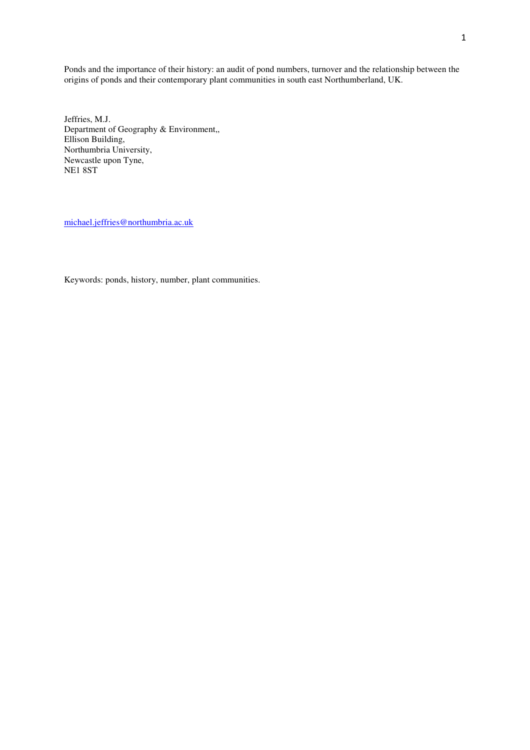Ponds and the importance of their history: an audit of pond numbers, turnover and the relationship between the origins of ponds and their contemporary plant communities in south east Northumberland, UK.

Jeffries, M.J.
Department of Geography & Environment,,
Ellison Building,
Northumbria University,
Newcastle upon Tyne,
NE1 8ST

michael.jeffries@northumbria.ac.uk

Keywords: ponds, history, number, plant communities.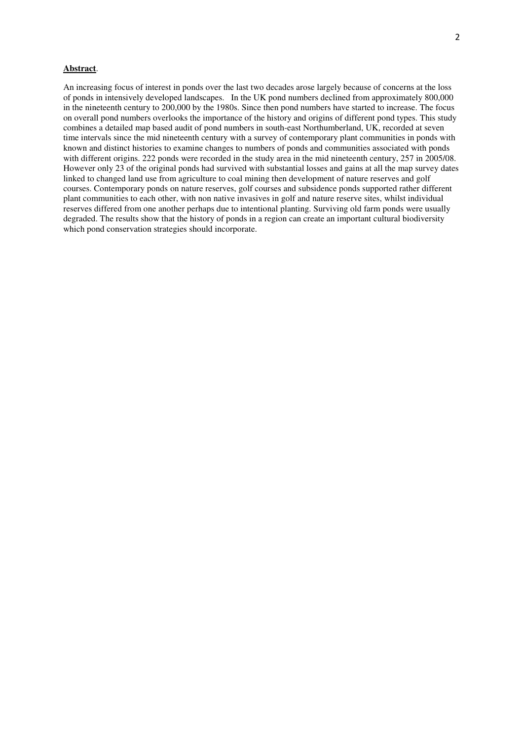**Abstract**.

An increasing focus of interest in ponds over the last two decades arose largely because of concerns at the loss of ponds in intensively developed landscapes. In the UK pond numbers declined from approximately 800,000 in the nineteenth century to 200,000 by the 1980s. Since then pond numbers have started to increase. The focus on overall pond numbers overlooks the importance of the history and origins of different pond types. This study combines a detailed map based audit of pond numbers in south-east Northumberland, UK, recorded at seven time intervals since the mid nineteenth century with a survey of contemporary plant communities in ponds with known and distinct histories to examine changes to numbers of ponds and communities associated with ponds with different origins. 222 ponds were recorded in the study area in the mid nineteenth century, 257 in 2005/08. However only 23 of the original ponds had survived with substantial losses and gains at all the map survey dates linked to changed land use from agriculture to coal mining then development of nature reserves and golf courses. Contemporary ponds on nature reserves, golf courses and subsidence ponds supported rather different plant communities to each other, with non native invasives in golf and nature reserve sites, whilst individual reserves differed from one another perhaps due to intentional planting. Surviving old farm ponds were usually degraded. The results show that the history of ponds in a region can create an important cultural biodiversity which pond conservation strategies should incorporate.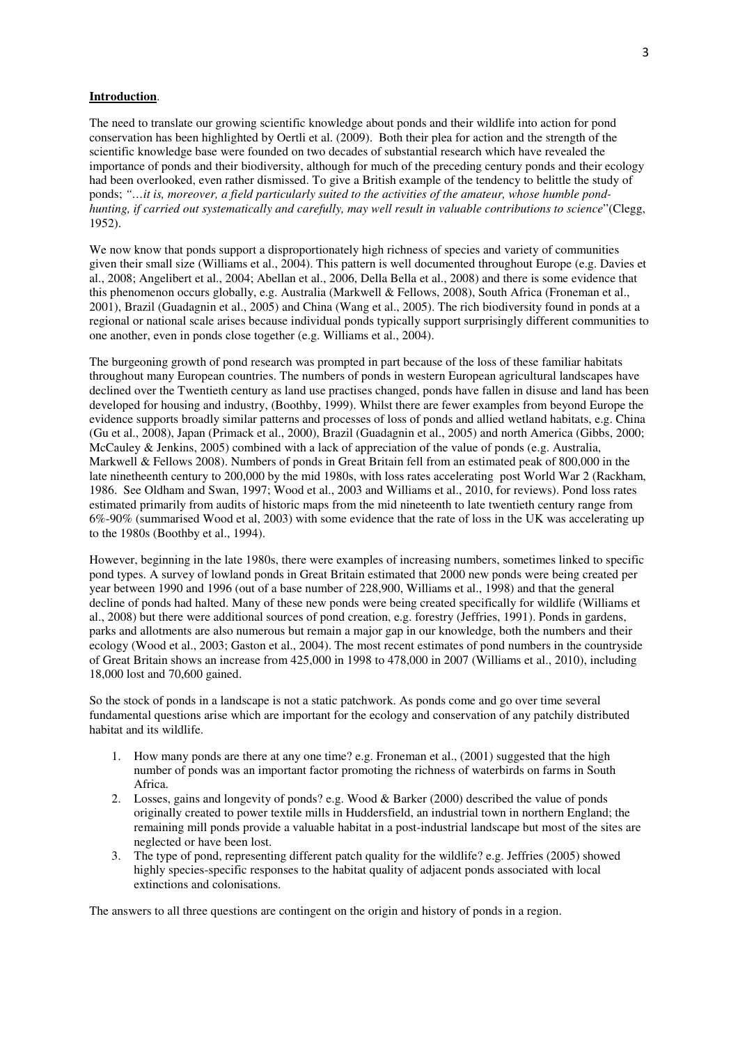**Introduction**.

The need to translate our growing scientific knowledge about ponds and their wildlife into action for pond conservation has been highlighted by Oertli et al. (2009). Both their plea for action and the strength of the scientific knowledge base were founded on two decades of substantial research which have revealed the importance of ponds and their biodiversity, although for much of the preceding century ponds and their ecology had been overlooked, even rather dismissed. To give a British example of the tendency to belittle the study of ponds; *"…it is, moreover, a field particularly suited to the activities of the amateur, whose humble pond-hunting, if carried out systematically and carefully, may well result in valuable contributions to science*"(Clegg, 1952).

We now know that ponds support a disproportionately high richness of species and variety of communities given their small size (Williams et al., 2004). This pattern is well documented throughout Europe (e.g. Davies et al., 2008; Angelibert et al., 2004; Abellan et al., 2006, Della Bella et al., 2008) and there is some evidence that this phenomenon occurs globally, e.g. Australia (Markwell & Fellows, 2008), South Africa (Froneman et al., 2001), Brazil (Guadagnin et al., 2005) and China (Wang et al., 2005). The rich biodiversity found in ponds at a regional or national scale arises because individual ponds typically support surprisingly different communities to one another, even in ponds close together (e.g. Williams et al., 2004).

The burgeoning growth of pond research was prompted in part because of the loss of these familiar habitats throughout many European countries. The numbers of ponds in western European agricultural landscapes have declined over the Twentieth century as land use practises changed, ponds have fallen in disuse and land has been developed for housing and industry, (Boothby, 1999). Whilst there are fewer examples from beyond Europe the evidence supports broadly similar patterns and processes of loss of ponds and allied wetland habitats, e.g. China (Gu et al., 2008), Japan (Primack et al., 2000), Brazil (Guadagnin et al., 2005) and north America (Gibbs, 2000; McCauley & Jenkins, 2005) combined with a lack of appreciation of the value of ponds (e.g. Australia, Markwell & Fellows 2008). Numbers of ponds in Great Britain fell from an estimated peak of 800,000 in the late ninetheenth century to 200,000 by the mid 1980s, with loss rates accelerating post World War 2 (Rackham, 1986. See Oldham and Swan, 1997; Wood et al., 2003 and Williams et al., 2010, for reviews). Pond loss rates estimated primarily from audits of historic maps from the mid nineteenth to late twentieth century range from 6%-90% (summarised Wood et al, 2003) with some evidence that the rate of loss in the UK was accelerating up to the 1980s (Boothby et al., 1994).

However, beginning in the late 1980s, there were examples of increasing numbers, sometimes linked to specific pond types. A survey of lowland ponds in Great Britain estimated that 2000 new ponds were being created per year between 1990 and 1996 (out of a base number of 228,900, Williams et al., 1998) and that the general decline of ponds had halted. Many of these new ponds were being created specifically for wildlife (Williams et al., 2008) but there were additional sources of pond creation, e.g. forestry (Jeffries, 1991). Ponds in gardens, parks and allotments are also numerous but remain a major gap in our knowledge, both the numbers and their ecology (Wood et al., 2003; Gaston et al., 2004). The most recent estimates of pond numbers in the countryside of Great Britain shows an increase from 425,000 in 1998 to 478,000 in 2007 (Williams et al., 2010), including 18,000 lost and 70,600 gained.

So the stock of ponds in a landscape is not a static patchwork. As ponds come and go over time several fundamental questions arise which are important for the ecology and conservation of any patchily distributed habitat and its wildlife.

1. How many ponds are there at any one time? e.g. Froneman et al., (2001) suggested that the high number of ponds was an important factor promoting the richness of waterbirds on farms in South Africa.
2. Losses, gains and longevity of ponds? e.g. Wood & Barker (2000) described the value of ponds originally created to power textile mills in Huddersfield, an industrial town in northern England; the remaining mill ponds provide a valuable habitat in a post-industrial landscape but most of the sites are neglected or have been lost.
3. The type of pond, representing different patch quality for the wildlife? e.g. Jeffries (2005) showed highly species-specific responses to the habitat quality of adjacent ponds associated with local extinctions and colonisations.

The answers to all three questions are contingent on the origin and history of ponds in a region.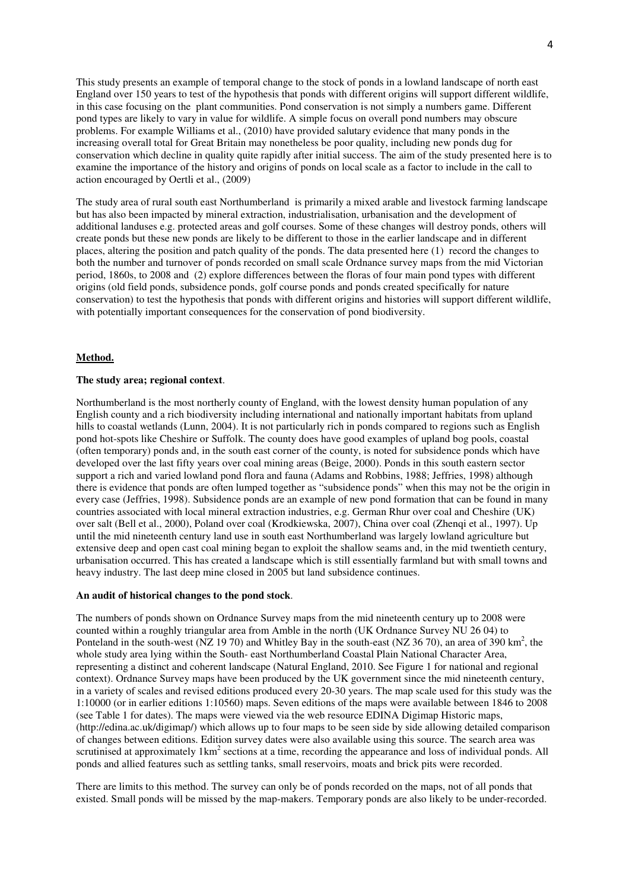This study presents an example of temporal change to the stock of ponds in a lowland landscape of north east England over 150 years to test of the hypothesis that ponds with different origins will support different wildlife, in this case focusing on the plant communities. Pond conservation is not simply a numbers game. Different pond types are likely to vary in value for wildlife. A simple focus on overall pond numbers may obscure problems. For example Williams et al., (2010) have provided salutary evidence that many ponds in the increasing overall total for Great Britain may nonetheless be poor quality, including new ponds dug for conservation which decline in quality quite rapidly after initial success. The aim of the study presented here is to examine the importance of the history and origins of ponds on local scale as a factor to include in the call to action encouraged by Oertli et al., (2009)

The study area of rural south east Northumberland is primarily a mixed arable and livestock farming landscape but has also been impacted by mineral extraction, industrialisation, urbanisation and the development of additional landuses e.g. protected areas and golf courses. Some of these changes will destroy ponds, others will create ponds but these new ponds are likely to be different to those in the earlier landscape and in different places, altering the position and patch quality of the ponds. The data presented here (1) record the changes to both the number and turnover of ponds recorded on small scale Ordnance survey maps from the mid Victorian period, 1860s, to 2008 and (2) explore differences between the floras of four main pond types with different origins (old field ponds, subsidence ponds, golf course ponds and ponds created specifically for nature conservation) to test the hypothesis that ponds with different origins and histories will support different wildlife, with potentially important consequences for the conservation of pond biodiversity.

## Method.

### The study area; regional context.

Northumberland is the most northerly county of England, with the lowest density human population of any English county and a rich biodiversity including international and nationally important habitats from upland hills to coastal wetlands (Lunn, 2004). It is not particularly rich in ponds compared to regions such as English pond hot-spots like Cheshire or Suffolk. The county does have good examples of upland bog pools, coastal (often temporary) ponds and, in the south east corner of the county, is noted for subsidence ponds which have developed over the last fifty years over coal mining areas (Beige, 2000). Ponds in this south eastern sector support a rich and varied lowland pond flora and fauna (Adams and Robbins, 1988; Jeffries, 1998) although there is evidence that ponds are often lumped together as "subsidence ponds" when this may not be the origin in every case (Jeffries, 1998). Subsidence ponds are an example of new pond formation that can be found in many countries associated with local mineral extraction industries, e.g. German Rhur over coal and Cheshire (UK) over salt (Bell et al., 2000), Poland over coal (Krodkiewska, 2007), China over coal (Zhenqi et al., 1997). Up until the mid nineteenth century land use in south east Northumberland was largely lowland agriculture but extensive deep and open cast coal mining began to exploit the shallow seams and, in the mid twentieth century, urbanisation occurred. This has created a landscape which is still essentially farmland but with small towns and heavy industry. The last deep mine closed in 2005 but land subsidence continues.

### An audit of historical changes to the pond stock.

The numbers of ponds shown on Ordnance Survey maps from the mid nineteenth century up to 2008 were counted within a roughly triangular area from Amble in the north (UK Ordnance Survey NU 26 04) to Ponteland in the south-west (NZ 19 70) and Whitley Bay in the south-east (NZ 36 70), an area of 390 km$^2$, the whole study area lying within the South- east Northumberland Coastal Plain National Character Area, representing a distinct and coherent landscape (Natural England, 2010. See Figure 1 for national and regional context). Ordnance Survey maps have been produced by the UK government since the mid nineteenth century, in a variety of scales and revised editions produced every 20-30 years. The map scale used for this study was the 1:10000 (or in earlier editions 1:10560) maps. Seven editions of the maps were available between 1846 to 2008 (see Table 1 for dates). The maps were viewed via the web resource EDINA Digimap Historic maps, (http://edina.ac.uk/digimap/) which allows up to four maps to be seen side by side allowing detailed comparison of changes between editions. Edition survey dates were also available using this source. The search area was scrutinised at approximately 1km$^2$ sections at a time, recording the appearance and loss of individual ponds. All ponds and allied features such as settling tanks, small reservoirs, moats and brick pits were recorded.

There are limits to this method. The survey can only be of ponds recorded on the maps, not of all ponds that existed. Small ponds will be missed by the map-makers. Temporary ponds are also likely to be under-recorded.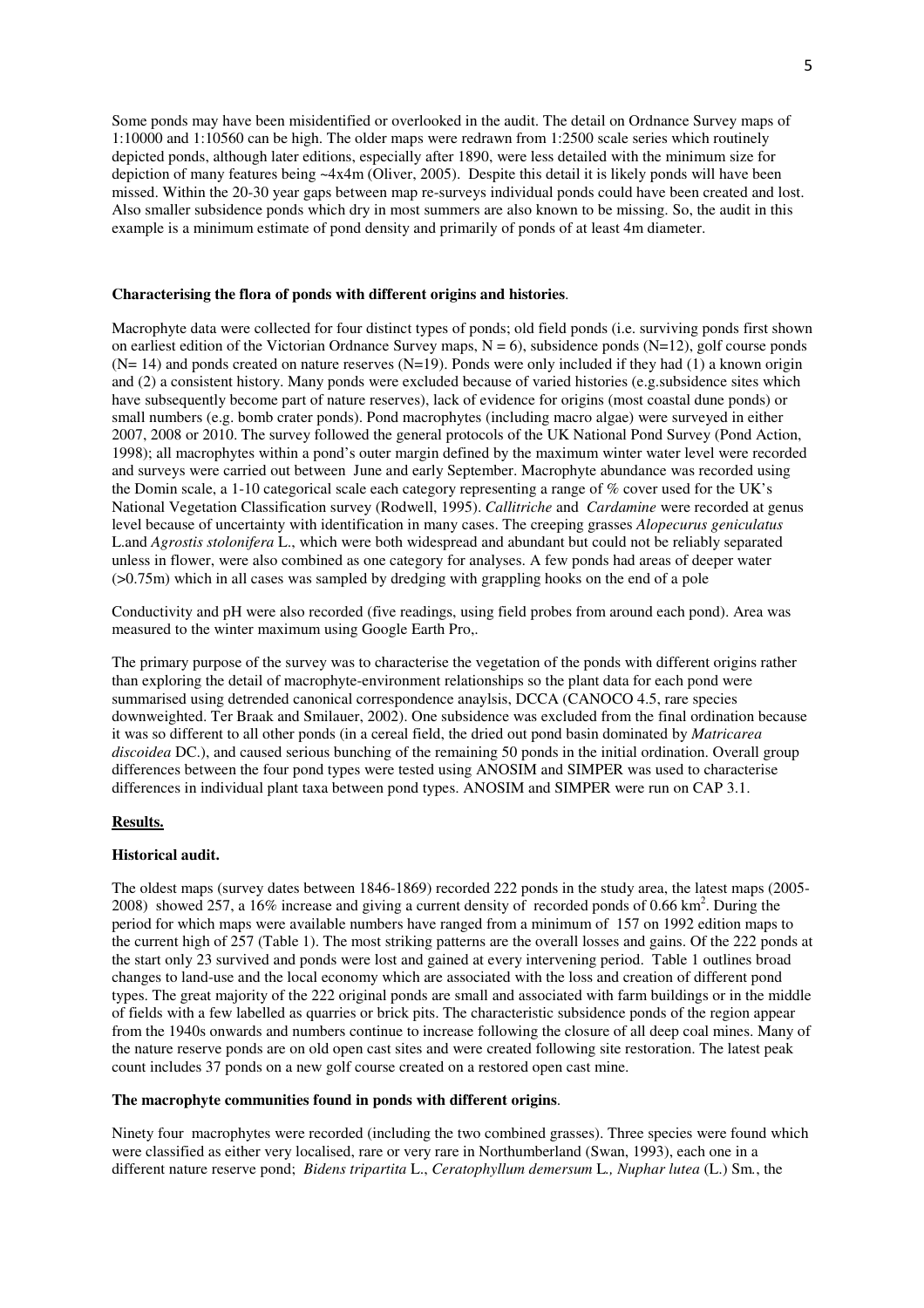Some ponds may have been misidentified or overlooked in the audit. The detail on Ordnance Survey maps of 1:10000 and 1:10560 can be high. The older maps were redrawn from 1:2500 scale series which routinely depicted ponds, although later editions, especially after 1890, were less detailed with the minimum size for depiction of many features being ~4x4m (Oliver, 2005). Despite this detail it is likely ponds will have been missed. Within the 20-30 year gaps between map re-surveys individual ponds could have been created and lost. Also smaller subsidence ponds which dry in most summers are also known to be missing. So, the audit in this example is a minimum estimate of pond density and primarily of ponds of at least 4m diameter.

**Characterising the flora of ponds with different origins and histories**.

Macrophyte data were collected for four distinct types of ponds; old field ponds (i.e. surviving ponds first shown on earliest edition of the Victorian Ordnance Survey maps, N = 6), subsidence ponds (N=12), golf course ponds (N= 14) and ponds created on nature reserves (N=19). Ponds were only included if they had (1) a known origin and (2) a consistent history. Many ponds were excluded because of varied histories (e.g.subsidence sites which have subsequently become part of nature reserves), lack of evidence for origins (most coastal dune ponds) or small numbers (e.g. bomb crater ponds). Pond macrophytes (including macro algae) were surveyed in either 2007, 2008 or 2010. The survey followed the general protocols of the UK National Pond Survey (Pond Action, 1998); all macrophytes within a pond's outer margin defined by the maximum winter water level were recorded and surveys were carried out between June and early September. Macrophyte abundance was recorded using the Domin scale, a 1-10 categorical scale each category representing a range of % cover used for the UK's National Vegetation Classification survey (Rodwell, 1995). *Callitriche* and *Cardamine* were recorded at genus level because of uncertainty with identification in many cases. The creeping grasses *Alopecurus geniculatus* L.and *Agrostis stolonifera* L., which were both widespread and abundant but could not be reliably separated unless in flower, were also combined as one category for analyses. A few ponds had areas of deeper water (>0.75m) which in all cases was sampled by dredging with grappling hooks on the end of a pole

Conductivity and pH were also recorded (five readings, using field probes from around each pond). Area was measured to the winter maximum using Google Earth Pro,.

The primary purpose of the survey was to characterise the vegetation of the ponds with different origins rather than exploring the detail of macrophyte-environment relationships so the plant data for each pond were summarised using detrended canonical correspondence anaylsis, DCCA (CANOCO 4.5, rare species downweighted. Ter Braak and Smilauer, 2002). One subsidence was excluded from the final ordination because it was so different to all other ponds (in a cereal field, the dried out pond basin dominated by *Matricarea discoidea* DC.), and caused serious bunching of the remaining 50 ponds in the initial ordination. Overall group differences between the four pond types were tested using ANOSIM and SIMPER was used to characterise differences in individual plant taxa between pond types. ANOSIM and SIMPER were run on CAP 3.1.

## Results.

**Historical audit.**

The oldest maps (survey dates between 1846-1869) recorded 222 ponds in the study area, the latest maps (2005-2008) showed 257, a 16% increase and giving a current density of recorded ponds of 0.66 km$^2$. During the period for which maps were available numbers have ranged from a minimum of 157 on 1992 edition maps to the current high of 257 (Table 1). The most striking patterns are the overall losses and gains. Of the 222 ponds at the start only 23 survived and ponds were lost and gained at every intervening period. Table 1 outlines broad changes to land-use and the local economy which are associated with the loss and creation of different pond types. The great majority of the 222 original ponds are small and associated with farm buildings or in the middle of fields with a few labelled as quarries or brick pits. The characteristic subsidence ponds of the region appear from the 1940s onwards and numbers continue to increase following the closure of all deep coal mines. Many of the nature reserve ponds are on old open cast sites and were created following site restoration. The latest peak count includes 37 ponds on a new golf course created on a restored open cast mine.

**The macrophyte communities found in ponds with different origins**.

Ninety four macrophytes were recorded (including the two combined grasses). Three species were found which were classified as either very localised, rare or very rare in Northumberland (Swan, 1993), each one in a different nature reserve pond; *Bidens tripartita* L., *Ceratophyllum demersum* L*., Nuphar lutea* (L.) Sm., the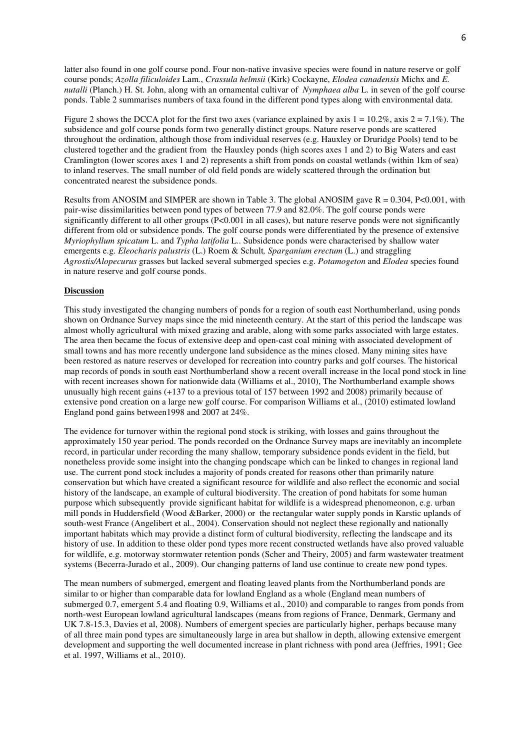latter also found in one golf course pond. Four non-native invasive species were found in nature reserve or golf course ponds; *Azolla filiculoides* Lam., *Crassula helmsii* (Kirk) Cockayne, *Elodea canadensis* Michx and *E. nutalli* (Planch.) H. St. John, along with an ornamental cultivar of *Nymphaea alba* L. in seven of the golf course ponds. Table 2 summarises numbers of taxa found in the different pond types along with environmental data.

Figure 2 shows the DCCA plot for the first two axes (variance explained by axis 1 = 10.2%, axis 2 = 7.1%). The subsidence and golf course ponds form two generally distinct groups. Nature reserve ponds are scattered throughout the ordination, although those from individual reserves (e.g. Hauxley or Druridge Pools) tend to be clustered together and the gradient from the Hauxley ponds (high scores axes 1 and 2) to Big Waters and east Cramlington (lower scores axes 1 and 2) represents a shift from ponds on coastal wetlands (within 1km of sea) to inland reserves. The small number of old field ponds are widely scattered through the ordination but concentrated nearest the subsidence ponds.

Results from ANOSIM and SIMPER are shown in Table 3. The global ANOSIM gave $R = 0.304$, $P<0.001$, with pair-wise dissimilarities between pond types of between 77.9 and 82.0%. The golf course ponds were significantly different to all other groups ($P<0.001$ in all cases), but nature reserve ponds were not significantly different from old or subsidence ponds. The golf course ponds were differentiated by the presence of extensive *Myriophyllum spicatum* L. and *Typha latifolia* L.. Subsidence ponds were characterised by shallow water emergents e.g. *Eleocharis palustris* (L.) Roem & Schult*, Sparganium erectum* (L.) and straggling *Agrostis/Alopecurus* grasses but lacked several submerged species e.g. *Potamogeton* and *Elodea* species found in nature reserve and golf course ponds.

## **Discussion**

This study investigated the changing numbers of ponds for a region of south east Northumberland, using ponds shown on Ordnance Survey maps since the mid nineteenth century. At the start of this period the landscape was almost wholly agricultural with mixed grazing and arable, along with some parks associated with large estates. The area then became the focus of extensive deep and open-cast coal mining with associated development of small towns and has more recently undergone land subsidence as the mines closed. Many mining sites have been restored as nature reserves or developed for recreation into country parks and golf courses. The historical map records of ponds in south east Northumberland show a recent overall increase in the local pond stock in line with recent increases shown for nationwide data (Williams et al., 2010), The Northumberland example shows unusually high recent gains (+137 to a previous total of 157 between 1992 and 2008) primarily because of extensive pond creation on a large new golf course. For comparison Williams et al., (2010) estimated lowland England pond gains between1998 and 2007 at 24%.

The evidence for turnover within the regional pond stock is striking, with losses and gains throughout the approximately 150 year period. The ponds recorded on the Ordnance Survey maps are inevitably an incomplete record, in particular under recording the many shallow, temporary subsidence ponds evident in the field, but nonetheless provide some insight into the changing pondscape which can be linked to changes in regional land use. The current pond stock includes a majority of ponds created for reasons other than primarily nature conservation but which have created a significant resource for wildlife and also reflect the economic and social history of the landscape, an example of cultural biodiversity. The creation of pond habitats for some human purpose which subsequently provide significant habitat for wildlife is a widespread phenomeonon, e.g. urban mill ponds in Huddersfield (Wood &Barker, 2000) or the rectangular water supply ponds in Karstic uplands of south-west France (Angelibert et al., 2004). Conservation should not neglect these regionally and nationally important habitats which may provide a distinct form of cultural biodiversity, reflecting the landscape and its history of use. In addition to these older pond types more recent constructed wetlands have also proved valuable for wildlife, e.g. motorway stormwater retention ponds (Scher and Theiry, 2005) and farm wastewater treatment systems (Becerra-Jurado et al., 2009). Our changing patterns of land use continue to create new pond types.

The mean numbers of submerged, emergent and floating leaved plants from the Northumberland ponds are similar to or higher than comparable data for lowland England as a whole (England mean numbers of submerged 0.7, emergent 5.4 and floating 0.9, Williams et al., 2010) and comparable to ranges from ponds from north-west European lowland agricultural landscapes (means from regions of France, Denmark, Germany and UK 7.8-15.3, Davies et al, 2008). Numbers of emergent species are particularly higher, perhaps because many of all three main pond types are simultaneously large in area but shallow in depth, allowing extensive emergent development and supporting the well documented increase in plant richness with pond area (Jeffries, 1991; Gee et al. 1997, Williams et al., 2010).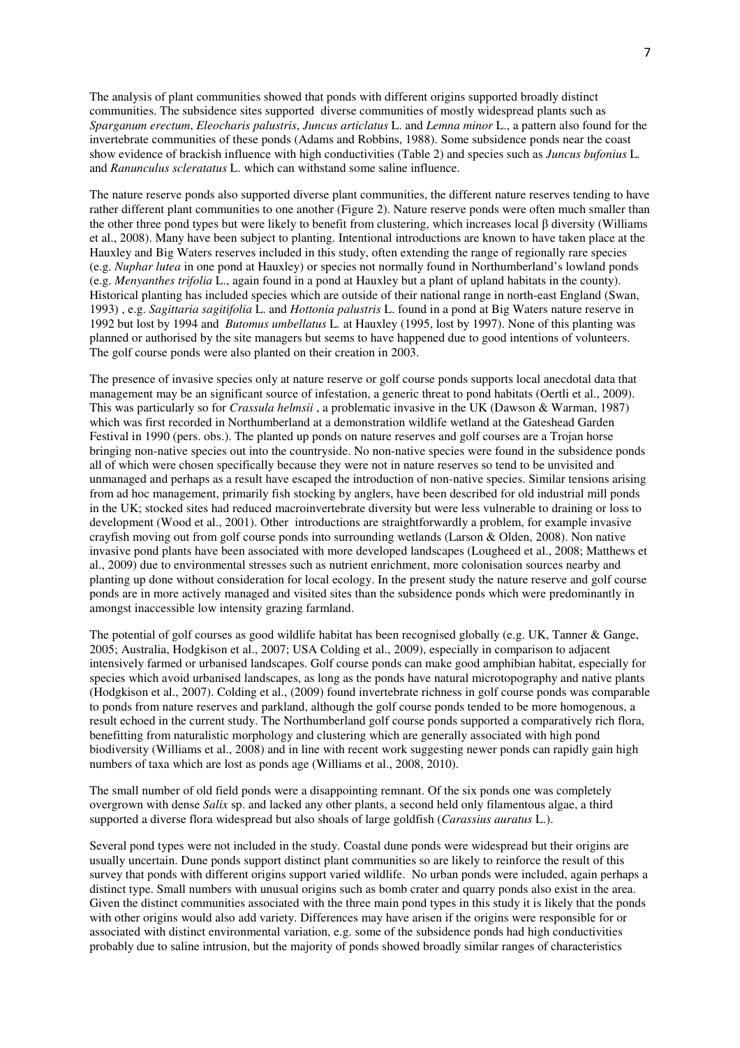The analysis of plant communities showed that ponds with different origins supported broadly distinct communities. The subsidence sites supported diverse communities of mostly widespread plants such as *Sparganum erectum*, *Eleocharis palustris*, *Juncus articlatus* L. and *Lemna minor* L., a pattern also found for the invertebrate communities of these ponds (Adams and Robbins, 1988). Some subsidence ponds near the coast show evidence of brackish influence with high conductivities (Table 2) and species such as *Juncus bufonius* L. and *Ranunculus scleratatus* L. which can withstand some saline influence.

The nature reserve ponds also supported diverse plant communities, the different nature reserves tending to have rather different plant communities to one another (Figure 2). Nature reserve ponds were often much smaller than the other three pond types but were likely to benefit from clustering, which increases local β diversity (Williams et al., 2008). Many have been subject to planting. Intentional introductions are known to have taken place at the Hauxley and Big Waters reserves included in this study, often extending the range of regionally rare species (e.g. *Nuphar lutea* in one pond at Hauxley) or species not normally found in Northumberland's lowland ponds (e.g. *Menyanthes trifolia* L., again found in a pond at Hauxley but a plant of upland habitats in the county). Historical planting has included species which are outside of their national range in north-east England (Swan, 1993) , e.g. *Sagittaria sagitifolia* L. and *Hottonia palustris* L. found in a pond at Big Waters nature reserve in 1992 but lost by 1994 and *Butomus umbellatus* L. at Hauxley (1995, lost by 1997). None of this planting was planned or authorised by the site managers but seems to have happened due to good intentions of volunteers. The golf course ponds were also planted on their creation in 2003.

The presence of invasive species only at nature reserve or golf course ponds supports local anecdotal data that management may be an significant source of infestation, a generic threat to pond habitats (Oertli et al., 2009). This was particularly so for *Crassula helmsii* , a problematic invasive in the UK (Dawson & Warman, 1987) which was first recorded in Northumberland at a demonstration wildlife wetland at the Gateshead Garden Festival in 1990 (pers. obs.). The planted up ponds on nature reserves and golf courses are a Trojan horse bringing non-native species out into the countryside. No non-native species were found in the subsidence ponds all of which were chosen specifically because they were not in nature reserves so tend to be unvisited and unmanaged and perhaps as a result have escaped the introduction of non-native species. Similar tensions arising from ad hoc management, primarily fish stocking by anglers, have been described for old industrial mill ponds in the UK; stocked sites had reduced macroinvertebrate diversity but were less vulnerable to draining or loss to development (Wood et al., 2001). Other introductions are straightforwardly a problem, for example invasive crayfish moving out from golf course ponds into surrounding wetlands (Larson & Olden, 2008). Non native invasive pond plants have been associated with more developed landscapes (Lougheed et al., 2008; Matthews et al., 2009) due to environmental stresses such as nutrient enrichment, more colonisation sources nearby and planting up done without consideration for local ecology. In the present study the nature reserve and golf course ponds are in more actively managed and visited sites than the subsidence ponds which were predominantly in amongst inaccessible low intensity grazing farmland.

The potential of golf courses as good wildlife habitat has been recognised globally (e.g. UK, Tanner & Gange, 2005; Australia, Hodgkison et al., 2007; USA Colding et al., 2009), especially in comparison to adjacent intensively farmed or urbanised landscapes. Golf course ponds can make good amphibian habitat, especially for species which avoid urbanised landscapes, as long as the ponds have natural microtopography and native plants (Hodgkison et al., 2007). Colding et al., (2009) found invertebrate richness in golf course ponds was comparable to ponds from nature reserves and parkland, although the golf course ponds tended to be more homogenous, a result echoed in the current study. The Northumberland golf course ponds supported a comparatively rich flora, benefitting from naturalistic morphology and clustering which are generally associated with high pond biodiversity (Williams et al., 2008) and in line with recent work suggesting newer ponds can rapidly gain high numbers of taxa which are lost as ponds age (Williams et al., 2008, 2010).

The small number of old field ponds were a disappointing remnant. Of the six ponds one was completely overgrown with dense *Salix* sp. and lacked any other plants, a second held only filamentous algae, a third supported a diverse flora widespread but also shoals of large goldfish (*Carassius auratus* L.).

Several pond types were not included in the study. Coastal dune ponds were widespread but their origins are usually uncertain. Dune ponds support distinct plant communities so are likely to reinforce the result of this survey that ponds with different origins support varied wildlife. No urban ponds were included, again perhaps a distinct type. Small numbers with unusual origins such as bomb crater and quarry ponds also exist in the area. Given the distinct communities associated with the three main pond types in this study it is likely that the ponds with other origins would also add variety. Differences may have arisen if the origins were responsible for or associated with distinct environmental variation, e.g. some of the subsidence ponds had high conductivities probably due to saline intrusion, but the majority of ponds showed broadly similar ranges of characteristics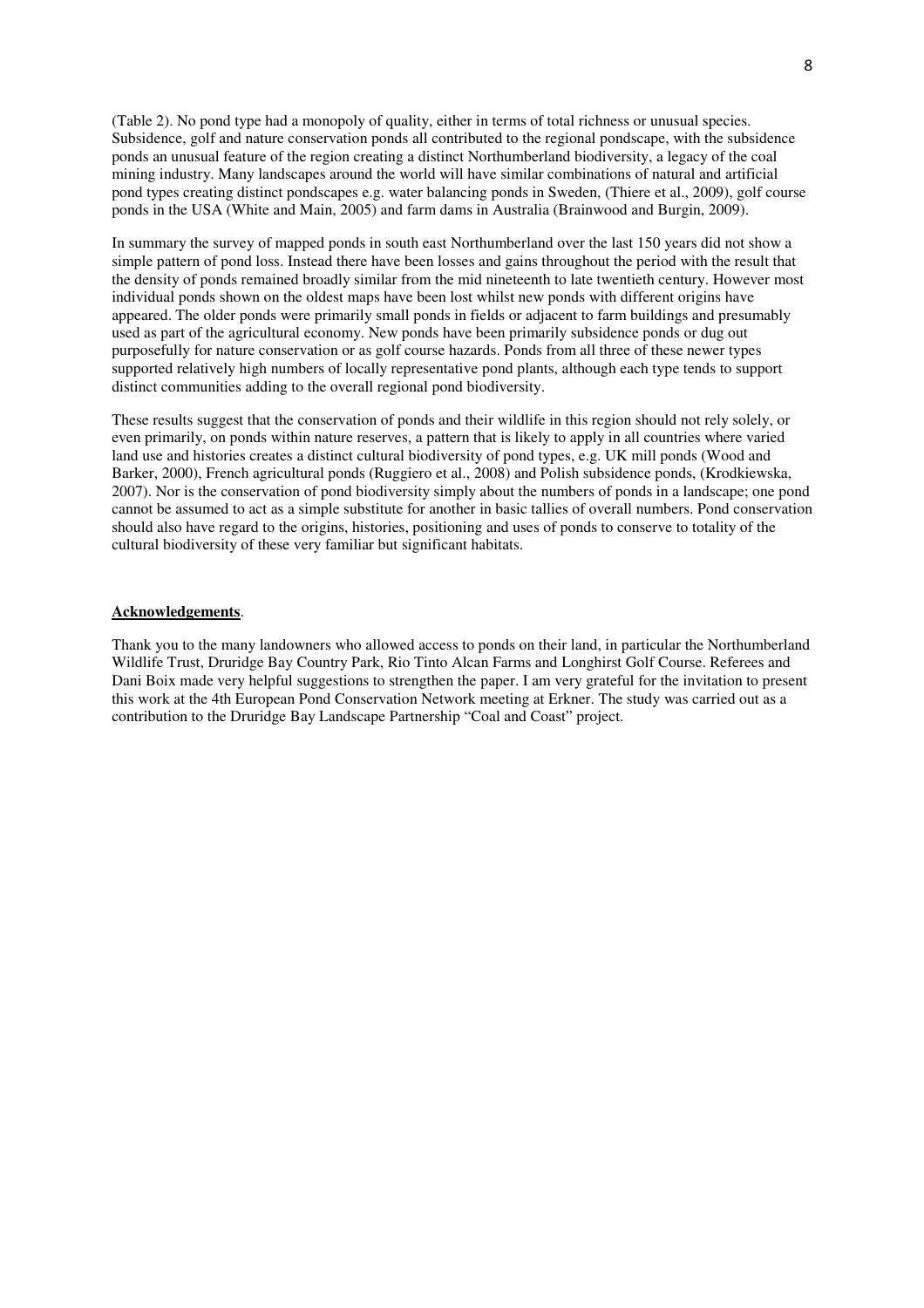(Table 2). No pond type had a monopoly of quality, either in terms of total richness or unusual species. Subsidence, golf and nature conservation ponds all contributed to the regional pondscape, with the subsidence ponds an unusual feature of the region creating a distinct Northumberland biodiversity, a legacy of the coal mining industry. Many landscapes around the world will have similar combinations of natural and artificial pond types creating distinct pondscapes e.g. water balancing ponds in Sweden, (Thiere et al., 2009), golf course ponds in the USA (White and Main, 2005) and farm dams in Australia (Brainwood and Burgin, 2009).

In summary the survey of mapped ponds in south east Northumberland over the last 150 years did not show a simple pattern of pond loss. Instead there have been losses and gains throughout the period with the result that the density of ponds remained broadly similar from the mid nineteenth to late twentieth century. However most individual ponds shown on the oldest maps have been lost whilst new ponds with different origins have appeared. The older ponds were primarily small ponds in fields or adjacent to farm buildings and presumably used as part of the agricultural economy. New ponds have been primarily subsidence ponds or dug out purposefully for nature conservation or as golf course hazards. Ponds from all three of these newer types supported relatively high numbers of locally representative pond plants, although each type tends to support distinct communities adding to the overall regional pond biodiversity.

These results suggest that the conservation of ponds and their wildlife in this region should not rely solely, or even primarily, on ponds within nature reserves, a pattern that is likely to apply in all countries where varied land use and histories creates a distinct cultural biodiversity of pond types, e.g. UK mill ponds (Wood and Barker, 2000), French agricultural ponds (Ruggiero et al., 2008) and Polish subsidence ponds, (Krodkiewska, 2007). Nor is the conservation of pond biodiversity simply about the numbers of ponds in a landscape; one pond cannot be assumed to act as a simple substitute for another in basic tallies of overall numbers. Pond conservation should also have regard to the origins, histories, positioning and uses of ponds to conserve to totality of the cultural biodiversity of these very familiar but significant habitats.

## Acknowledgements.

Thank you to the many landowners who allowed access to ponds on their land, in particular the Northumberland Wildlife Trust, Druridge Bay Country Park, Rio Tinto Alcan Farms and Longhirst Golf Course. Referees and Dani Boix made very helpful suggestions to strengthen the paper. I am very grateful for the invitation to present this work at the 4th European Pond Conservation Network meeting at Erkner. The study was carried out as a contribution to the Druridge Bay Landscape Partnership "Coal and Coast" project.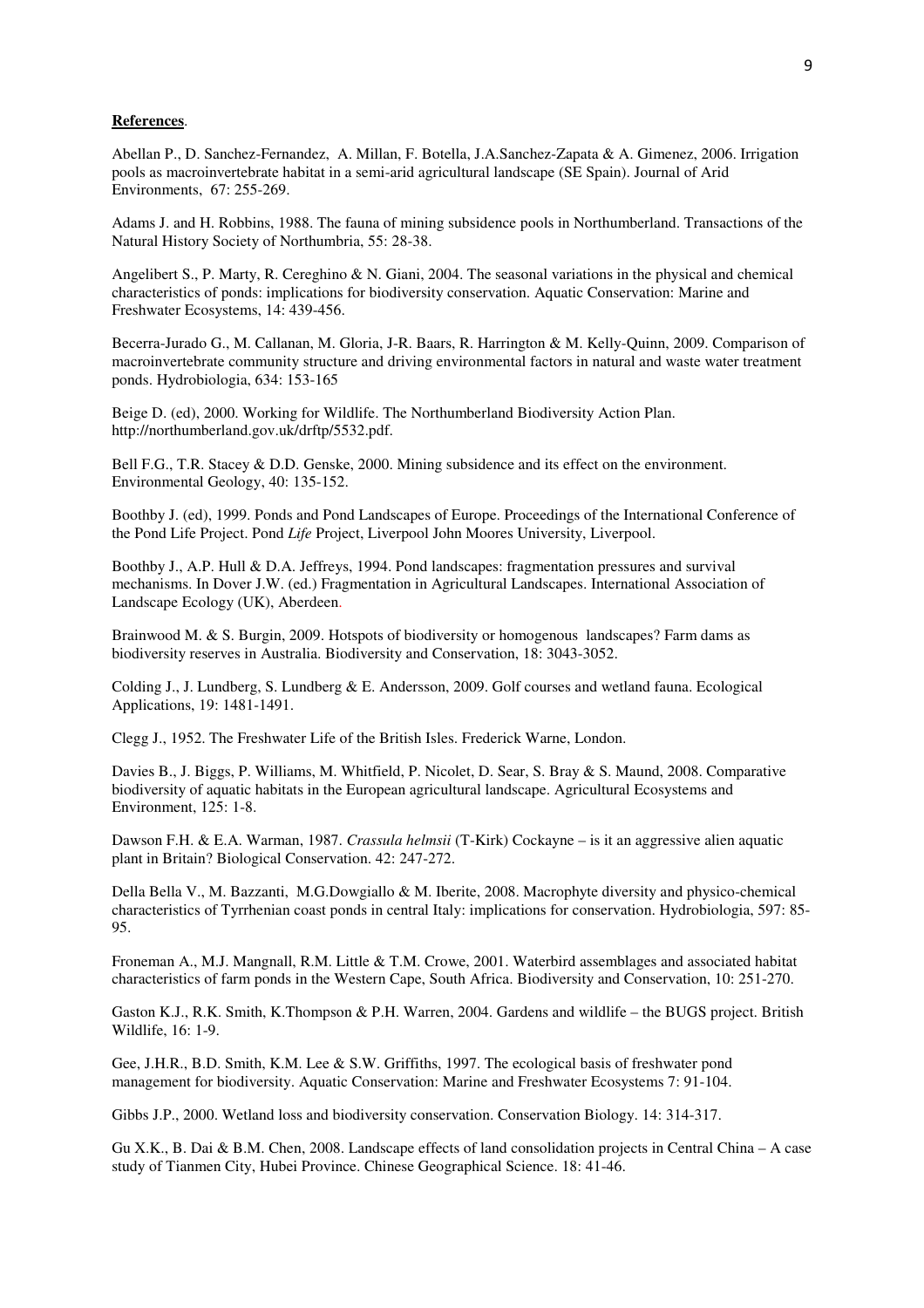**References**.

Abellan P., D. Sanchez-Fernandez, A. Millan, F. Botella, J.A.Sanchez-Zapata & A. Gimenez, 2006. Irrigation pools as macroinvertebrate habitat in a semi-arid agricultural landscape (SE Spain). Journal of Arid Environments, 67: 255-269.

Adams J. and H. Robbins, 1988. The fauna of mining subsidence pools in Northumberland. Transactions of the Natural History Society of Northumbria, 55: 28-38.

Angelibert S., P. Marty, R. Cereghino & N. Giani, 2004. The seasonal variations in the physical and chemical characteristics of ponds: implications for biodiversity conservation. Aquatic Conservation: Marine and Freshwater Ecosystems, 14: 439-456.

Becerra-Jurado G., M. Callanan, M. Gloria, J-R. Baars, R. Harrington & M. Kelly-Quinn, 2009. Comparison of macroinvertebrate community structure and driving environmental factors in natural and waste water treatment ponds. Hydrobiologia, 634: 153-165

Beige D. (ed), 2000. Working for Wildlife. The Northumberland Biodiversity Action Plan. http://northumberland.gov.uk/drftp/5532.pdf.

Bell F.G., T.R. Stacey & D.D. Genske, 2000. Mining subsidence and its effect on the environment. Environmental Geology, 40: 135-152.

Boothby J. (ed), 1999. Ponds and Pond Landscapes of Europe. Proceedings of the International Conference of the Pond Life Project. Pond *Life* Project, Liverpool John Moores University, Liverpool.

Boothby J., A.P. Hull & D.A. Jeffreys, 1994. Pond landscapes: fragmentation pressures and survival mechanisms. In Dover J.W. (ed.) Fragmentation in Agricultural Landscapes. International Association of Landscape Ecology (UK), Aberdeen.

Brainwood M. & S. Burgin, 2009. Hotspots of biodiversity or homogenous landscapes? Farm dams as biodiversity reserves in Australia. Biodiversity and Conservation, 18: 3043-3052.

Colding J., J. Lundberg, S. Lundberg & E. Andersson, 2009. Golf courses and wetland fauna. Ecological Applications, 19: 1481-1491.

Clegg J., 1952. The Freshwater Life of the British Isles. Frederick Warne, London.

Davies B., J. Biggs, P. Williams, M. Whitfield, P. Nicolet, D. Sear, S. Bray & S. Maund, 2008. Comparative biodiversity of aquatic habitats in the European agricultural landscape. Agricultural Ecosystems and Environment, 125: 1-8.

Dawson F.H. & E.A. Warman, 1987. *Crassula helmsii* (T-Kirk) Cockayne – is it an aggressive alien aquatic plant in Britain? Biological Conservation. 42: 247-272.

Della Bella V., M. Bazzanti, M.G.Dowgiallo & M. Iberite, 2008. Macrophyte diversity and physico-chemical characteristics of Tyrrhenian coast ponds in central Italy: implications for conservation. Hydrobiologia, 597: 85-95.

Froneman A., M.J. Mangnall, R.M. Little & T.M. Crowe, 2001. Waterbird assemblages and associated habitat characteristics of farm ponds in the Western Cape, South Africa. Biodiversity and Conservation, 10: 251-270.

Gaston K.J., R.K. Smith, K.Thompson & P.H. Warren, 2004. Gardens and wildlife – the BUGS project. British Wildlife, 16: 1-9.

Gee, J.H.R., B.D. Smith, K.M. Lee & S.W. Griffiths, 1997. The ecological basis of freshwater pond management for biodiversity. Aquatic Conservation: Marine and Freshwater Ecosystems 7: 91-104.

Gibbs J.P., 2000. Wetland loss and biodiversity conservation. Conservation Biology. 14: 314-317.

Gu X.K., B. Dai & B.M. Chen, 2008. Landscape effects of land consolidation projects in Central China – A case study of Tianmen City, Hubei Province. Chinese Geographical Science. 18: 41-46.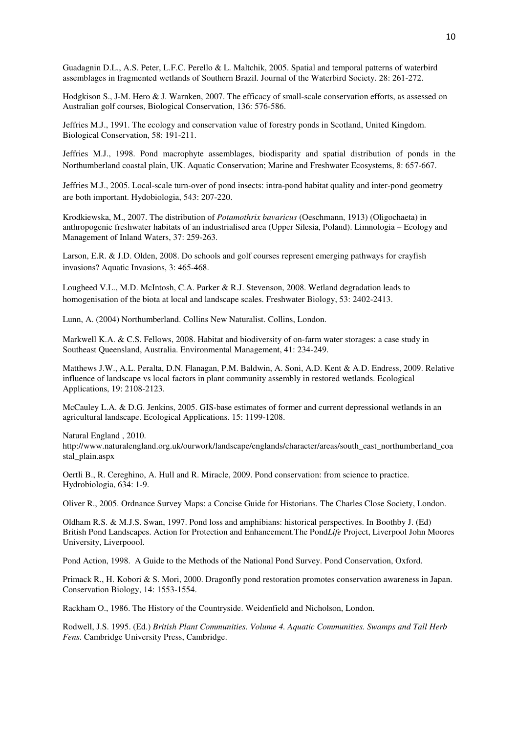Guadagnin D.L., A.S. Peter, L.F.C. Perello & L. Maltchik, 2005. Spatial and temporal patterns of waterbird assemblages in fragmented wetlands of Southern Brazil. Journal of the Waterbird Society. 28: 261-272.

Hodgkison S., J-M. Hero & J. Warnken, 2007. The efficacy of small-scale conservation efforts, as assessed on Australian golf courses, Biological Conservation, 136: 576-586.

Jeffries M.J., 1991. The ecology and conservation value of forestry ponds in Scotland, United Kingdom. Biological Conservation, 58: 191-211.

Jeffries M.J., 1998. Pond macrophyte assemblages, biodisparity and spatial distribution of ponds in the Northumberland coastal plain, UK. Aquatic Conservation; Marine and Freshwater Ecosystems, 8: 657-667.

Jeffries M.J., 2005. Local-scale turn-over of pond insects: intra-pond habitat quality and inter-pond geometry are both important. Hydobiologia, 543: 207-220.

Krodkiewska, M., 2007. The distribution of *Potamothrix bavaricus* (Oeschmann, 1913) (Oligochaeta) in anthropogenic freshwater habitats of an industrialised area (Upper Silesia, Poland). Limnologia – Ecology and Management of Inland Waters, 37: 259-263.

Larson, E.R. & J.D. Olden, 2008. Do schools and golf courses represent emerging pathways for crayfish invasions? Aquatic Invasions, 3: 465-468.

Lougheed V.L., M.D. McIntosh, C.A. Parker & R.J. Stevenson, 2008. Wetland degradation leads to homogenisation of the biota at local and landscape scales. Freshwater Biology, 53: 2402-2413.

Lunn, A. (2004) Northumberland. Collins New Naturalist. Collins, London.

Markwell K.A. & C.S. Fellows, 2008. Habitat and biodiversity of on-farm water storages: a case study in Southeast Queensland, Australia. Environmental Management, 41: 234-249.

Matthews J.W., A.L. Peralta, D.N. Flanagan, P.M. Baldwin, A. Soni, A.D. Kent & A.D. Endress, 2009. Relative influence of landscape vs local factors in plant community assembly in restored wetlands. Ecological Applications, 19: 2108-2123.

McCauley L.A. & D.G. Jenkins, 2005. GIS-base estimates of former and current depressional wetlands in an agricultural landscape. Ecological Applications. 15: 1199-1208.

Natural England , 2010.
http://www.naturalengland.org.uk/ourwork/landscape/englands/character/areas/south_east_northumberland_coastal_plain.aspx

Oertli B., R. Cereghino, A. Hull and R. Miracle, 2009. Pond conservation: from science to practice. Hydrobiologia, 634: 1-9.

Oliver R., 2005. Ordnance Survey Maps: a Concise Guide for Historians. The Charles Close Society, London.

Oldham R.S. & M.J.S. Swan, 1997. Pond loss and amphibians: historical perspectives. In Boothby J. (Ed) British Pond Landscapes. Action for Protection and Enhancement.The Pond*Life* Project, Liverpool John Moores University, Liverpoool.

Pond Action, 1998. A Guide to the Methods of the National Pond Survey. Pond Conservation, Oxford.

Primack R., H. Kobori & S. Mori, 2000. Dragonfly pond restoration promotes conservation awareness in Japan. Conservation Biology, 14: 1553-1554.

Rackham O., 1986. The History of the Countryside. Weidenfield and Nicholson, London.

Rodwell, J.S. 1995. (Ed.) *British Plant Communities. Volume 4. Aquatic Communities. Swamps and Tall Herb Fens*. Cambridge University Press, Cambridge.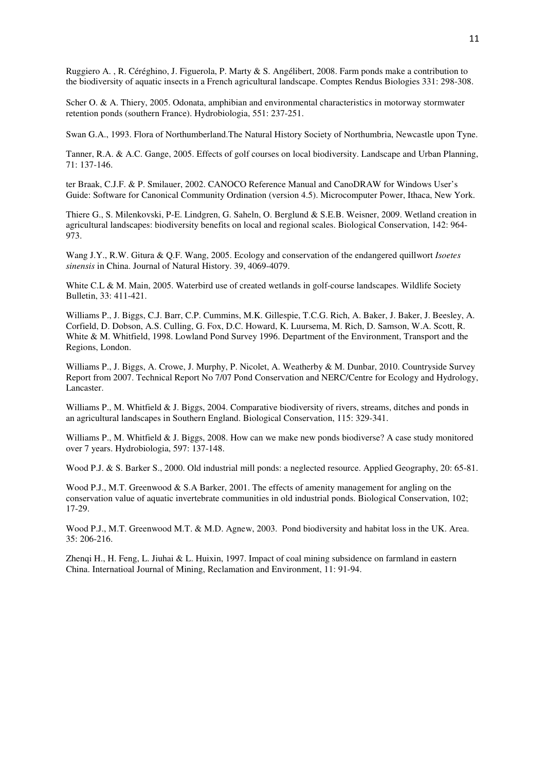Ruggiero A. , R. Céréghino, J. Figuerola, P. Marty & S. Angélibert, 2008. Farm ponds make a contribution to the biodiversity of aquatic insects in a French agricultural landscape. Comptes Rendus Biologies 331: 298-308.

Scher O. & A. Thiery, 2005. Odonata, amphibian and environmental characteristics in motorway stormwater retention ponds (southern France). Hydrobiologia, 551: 237-251.

Swan G.A., 1993. Flora of Northumberland.The Natural History Society of Northumbria, Newcastle upon Tyne.

Tanner, R.A. & A.C. Gange, 2005. Effects of golf courses on local biodiversity. Landscape and Urban Planning, 71: 137-146.

ter Braak, C.J.F. & P. Smilauer, 2002. CANOCO Reference Manual and CanoDRAW for Windows User's Guide: Software for Canonical Community Ordination (version 4.5). Microcomputer Power, Ithaca, New York.

Thiere G., S. Milenkovski, P-E. Lindgren, G. Saheln, O. Berglund & S.E.B. Weisner, 2009. Wetland creation in agricultural landscapes: biodiversity benefits on local and regional scales. Biological Conservation, 142: 964-973.

Wang J.Y., R.W. Gitura & Q.F. Wang, 2005. Ecology and conservation of the endangered quillwort *Isoetes sinensis* in China. Journal of Natural History. 39, 4069-4079.

White C.L & M. Main, 2005. Waterbird use of created wetlands in golf-course landscapes. Wildlife Society Bulletin, 33: 411-421.

Williams P., J. Biggs, C.J. Barr, C.P. Cummins, M.K. Gillespie, T.C.G. Rich, A. Baker, J. Baker, J. Beesley, A. Corfield, D. Dobson, A.S. Culling, G. Fox, D.C. Howard, K. Luursema, M. Rich, D. Samson, W.A. Scott, R. White & M. Whitfield, 1998. Lowland Pond Survey 1996. Department of the Environment, Transport and the Regions, London.

Williams P., J. Biggs, A. Crowe, J. Murphy, P. Nicolet, A. Weatherby & M. Dunbar, 2010. Countryside Survey Report from 2007. Technical Report No 7/07 Pond Conservation and NERC/Centre for Ecology and Hydrology, Lancaster.

Williams P., M. Whitfield & J. Biggs, 2004. Comparative biodiversity of rivers, streams, ditches and ponds in an agricultural landscapes in Southern England. Biological Conservation, 115: 329-341.

Williams P., M. Whitfield & J. Biggs, 2008. How can we make new ponds biodiverse? A case study monitored over 7 years. Hydrobiologia, 597: 137-148.

Wood P.J. & S. Barker S., 2000. Old industrial mill ponds: a neglected resource. Applied Geography, 20: 65-81.

Wood P.J., M.T. Greenwood & S.A Barker, 2001. The effects of amenity management for angling on the conservation value of aquatic invertebrate communities in old industrial ponds. Biological Conservation, 102; 17-29.

Wood P.J., M.T. Greenwood M.T. & M.D. Agnew, 2003. Pond biodiversity and habitat loss in the UK. Area. 35: 206-216.

Zhenqi H., H. Feng, L. Jiuhai & L. Huixin, 1997. Impact of coal mining subsidence on farmland in eastern China. Internatioal Journal of Mining, Reclamation and Environment, 11: 91-94.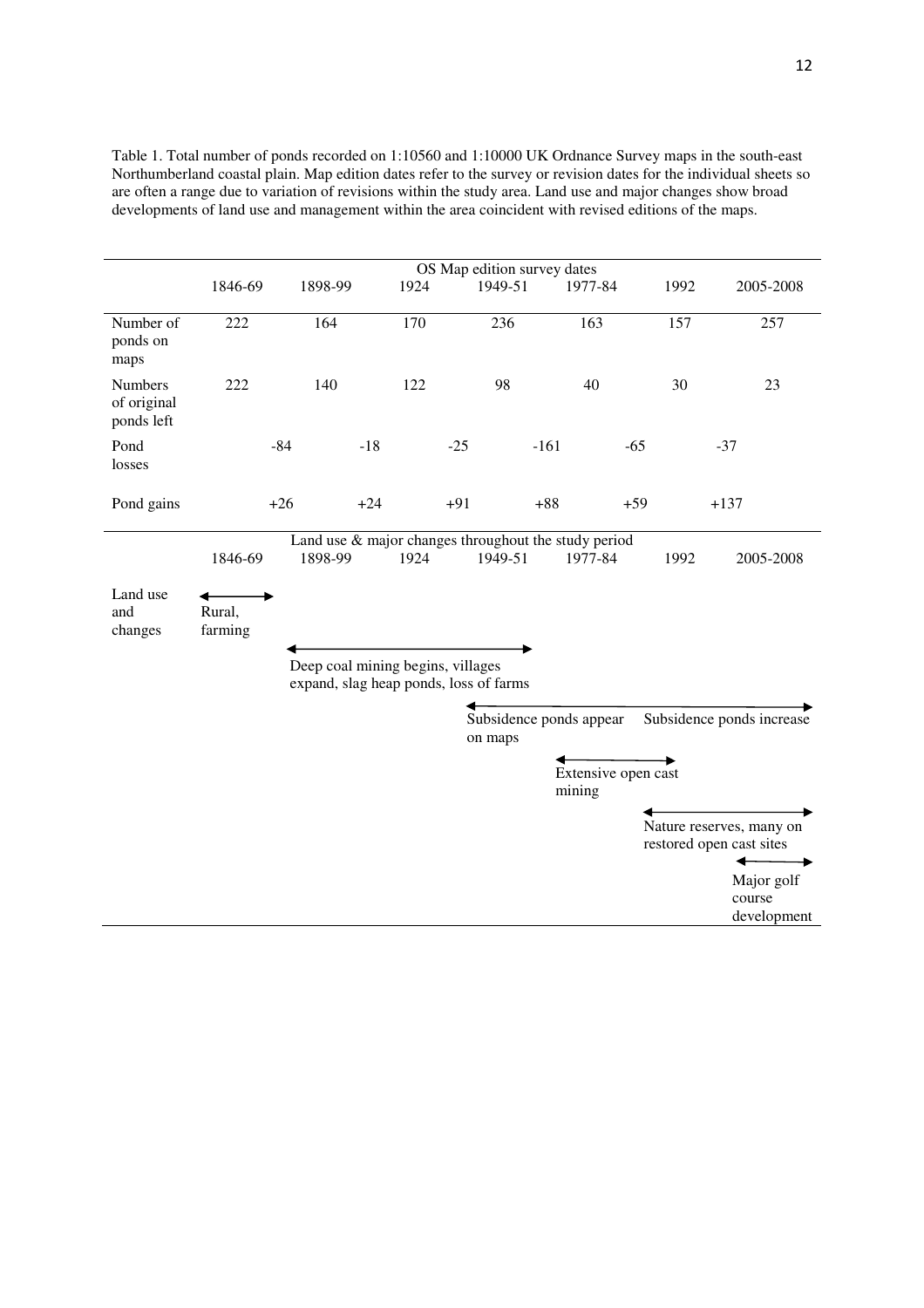Table 1. Total number of ponds recorded on 1:10560 and 1:10000 UK Ordnance Survey maps in the south-east Northumberland coastal plain. Map edition dates refer to the survey or revision dates for the individual sheets so are often a range due to variation of revisions within the study area. Land use and major changes show broad developments of land use and management within the area coincident with revised editions of the maps.

| | OS Map edition survey dates | | | | | | | | | | | | |
|---|---|---|---|---|---|---|---|---|---|---|---|---|---|
| | 1846-69 | | 1898-99 | | 1924 | | 1949-51 | | 1977-84 | | 1992 | | 2005-2008 |
| Number of ponds on maps | 222 | | 164 | | 170 | | 236 | | 163 | | 157 | | 257 |
| Numbers of original ponds left | 222 | | 140 | | 122 | | 98 | | 40 | | 30 | | 23 |
| Pond losses | | -84 | | -18 | | -25 | | -161 | | -65 | | -37 | |
| Pond gains | | +26 | | +24 | | +91 | | +88 | | +59 | | +137 | |

| | Land use & major changes throughout the study period | | | | | | |
|---|---|---|---|---|---|---|---|
| | 1846-69 | 1898-99 | 1924 | 1949-51 | 1977-84 | 1992 | 2005-2008 |
| Land use and changes | ← Rural, farming → | | | | | | |
| | | ← Deep coal mining begins, villages expand, slag heap ponds, loss of farms → | | | | | |
| | | | | ← Subsidence ponds appear on maps | | Subsidence ponds increase → | |
| | | | | | ← Extensive open cast mining → | | |
| | | | | | | ← Nature reserves, many on restored open cast sites → | |
| | | | | | | | ← Major golf course development → |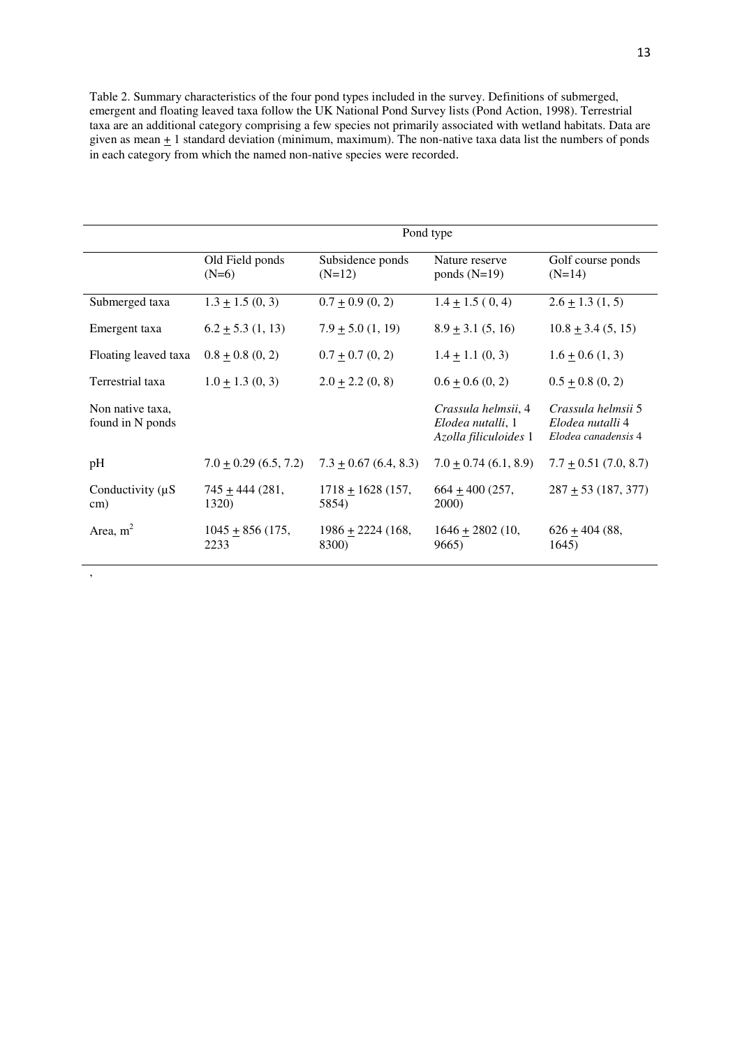Table 2. Summary characteristics of the four pond types included in the survey. Definitions of submerged, emergent and floating leaved taxa follow the UK National Pond Survey lists (Pond Action, 1998). Terrestrial taxa are an additional category comprising a few species not primarily associated with wetland habitats. Data are given as mean ± 1 standard deviation (minimum, maximum). The non-native taxa data list the numbers of ponds in each category from which the named non-native species were recorded.

| | Pond type | | | |
|---|---|---|---|---|
| | Old Field ponds (N=6) | Subsidence ponds (N=12) | Nature reserve ponds (N=19) | Golf course ponds (N=14) |
| Submerged taxa | 1.3 ± 1.5 (0, 3) | 0.7 ± 0.9 (0, 2) | 1.4 ± 1.5 ( 0, 4) | 2.6 ± 1.3 (1, 5) |
| Emergent taxa | 6.2 ± 5.3 (1, 13) | 7.9 ± 5.0 (1, 19) | 8.9 ± 3.1 (5, 16) | 10.8 ± 3.4 (5, 15) |
| Floating leaved taxa | 0.8 ± 0.8 (0, 2) | 0.7 ± 0.7 (0, 2) | 1.4 ± 1.1 (0, 3) | 1.6 ± 0.6 (1, 3) |
| Terrestrial taxa | 1.0 ± 1.3 (0, 3) | 2.0 ± 2.2 (0, 8) | 0.6 ± 0.6 (0, 2) | 0.5 ± 0.8 (0, 2) |
| Non native taxa, found in N ponds | | | *Crassula helmsii*, 4 *Elodea nutalli*, 1 *Azolla filiculoides* 1 | *Crassula helmsii* 5 *Elodea nutalli* 4 *Elodea canadensis* 4 |
| pH | 7.0 ± 0.29 (6.5, 7.2) | 7.3 ± 0.67 (6.4, 8.3) | 7.0 ± 0.74 (6.1, 8.9) | 7.7 ± 0.51 (7.0, 8.7) |
| Conductivity (µS cm) | 745 ± 444 (281, 1320) | 1718 ± 1628 (157, 5854) | 664 ± 400 (257, 2000) | 287 ± 53 (187, 377) |
| Area, $m^2$ | 1045 ± 856 (175, 2233 | 1986 ± 2224 (168, 8300) | 1646 ± 2802 (10, 9665) | 626 ± 404 (88, 1645) |

,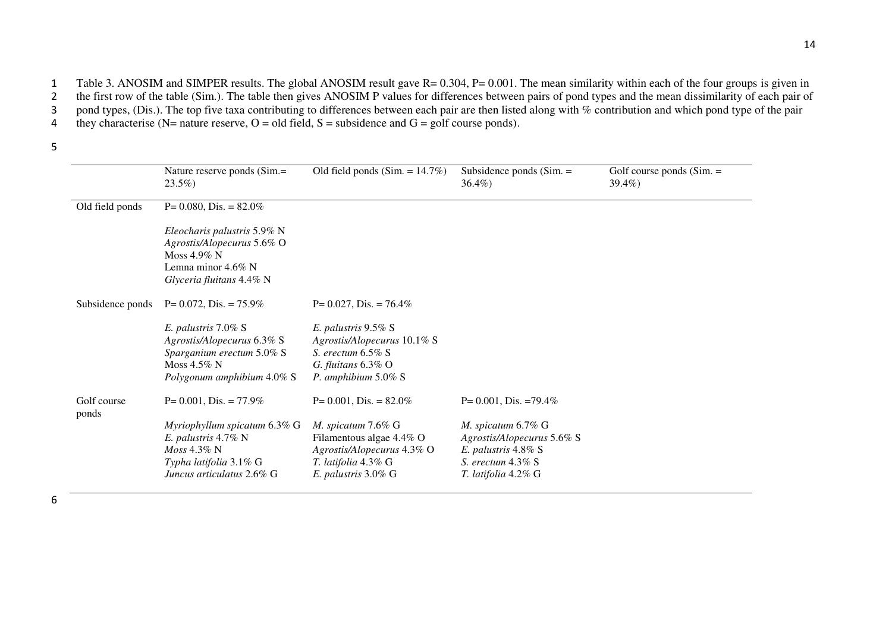Table 3. ANOSIM and SIMPER results. The global ANOSIM result gave R= 0.304, P= 0.001. The mean similarity within each of the four groups is given in the first row of the table (Sim.). The table then gives ANOSIM P values for differences between pairs of pond types and the mean dissimilarity of each pair of pond types, (Dis.). The top five taxa contributing to differences between each pair are then listed along with % contribution and which pond type of the pair they characterise (N= nature reserve, O = old field, S = subsidence and G = golf course ponds).

| | Nature reserve ponds (Sim.= 23.5%) | Old field ponds (Sim. = 14.7%) | Subsidence ponds (Sim. = 36.4%) | Golf course ponds (Sim. = 39.4%) |
|---|---|---|---|---|
| Old field ponds | P= 0.080, Dis. = 82.0%<br><br>*Eleocharis palustris* 5.9% N<br>*Agrostis/Alopecurus* 5.6% O<br>Moss 4.9% N<br>Lemna minor 4.6% N<br>*Glyceria fluitans* 4.4% N | | | |
| Subsidence ponds | P= 0.072, Dis. = 75.9%<br><br>*E. palustris* 7.0% S<br>*Agrostis/Alopecurus* 6.3% S<br>*Sparganium erectum* 5.0% S<br>Moss 4.5% N<br>*Polygonum amphibium* 4.0% S | P= 0.027, Dis. = 76.4%<br><br>*E. palustris* 9.5% S<br>*Agrostis/Alopecurus* 10.1% S<br>*S. erectum* 6.5% S<br>*G. fluitans* 6.3% O<br>*P. amphibium* 5.0% S | | |
| Golf course ponds | P= 0.001, Dis. = 77.9%<br><br>*Myriophyllum spicatum* 6.3% G<br>*E. palustris* 4.7% N<br>*Moss* 4.3% N<br>*Typha latifolia* 3.1% G<br>*Juncus articulatus* 2.6% G | P= 0.001, Dis. = 82.0%<br><br>*M. spicatum* 7.6% G<br>Filamentous algae 4.4% O<br>*Agrostis/Alopecurus* 4.3% O<br>*T. latifolia* 4.3% G<br>*E. palustris* 3.0% G | P= 0.001, Dis. =79.4%<br><br>*M. spicatum* 6.7% G<br>*Agrostis/Alopecurus* 5.6% S<br>*E. palustris* 4.8% S<br>*S. erectum* 4.3% S<br>*T. latifolia* 4.2% G | |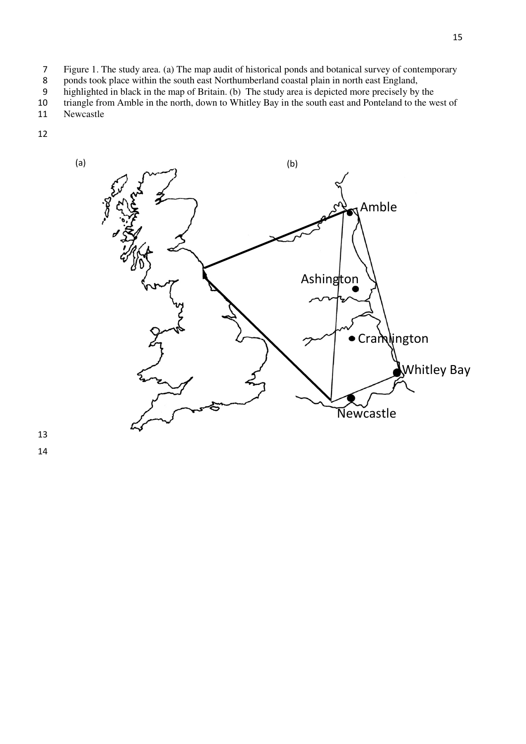Figure 1. The study area. (a) The map audit of historical ponds and botanical survey of contemporary ponds took place within the south east Northumberland coastal plain in north east England, highlighted in black in the map of Britain. (b) The study area is depicted more precisely by the triangle from Amble in the north, down to Whitley Bay in the south east and Ponteland to the west of Newcastle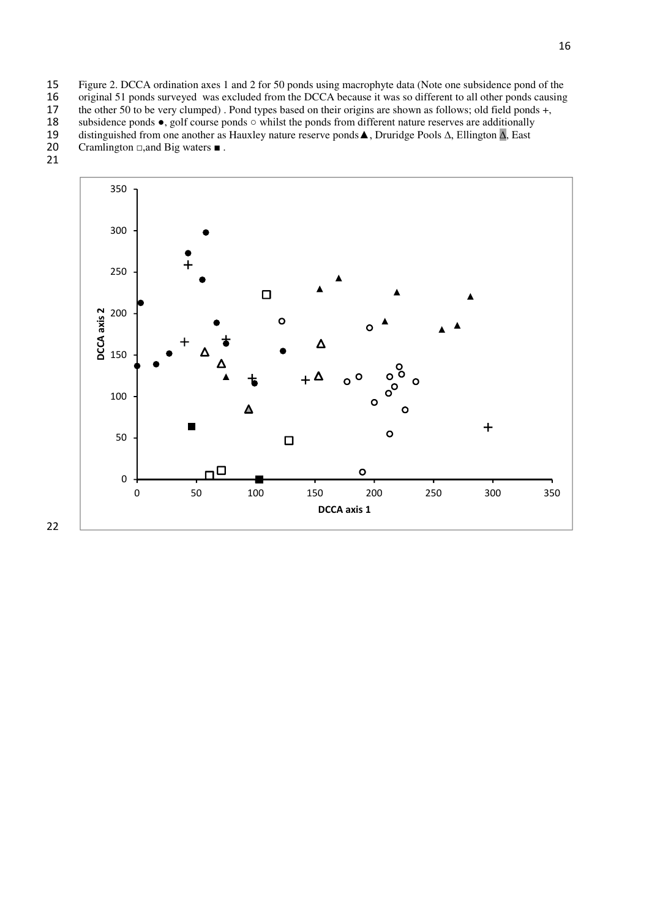Figure 2. DCCA ordination axes 1 and 2 for 50 ponds using macrophyte data (Note one subsidence pond of the original 51 ponds surveyed was excluded from the DCCA because it was so different to all other ponds causing the other 50 to be very clumped) . Pond types based on their origins are shown as follows; old field ponds +, subsidence ponds ●, golf course ponds ○ whilst the ponds from different nature reserves are additionally distinguished from one another as Hauxley nature reserve ponds▲, Druridge Pools Δ, Ellington Δ, East Cramlington □,and Big waters ■ .

DCCA axis 2

350
300
250
200
150
100
50
0

0
50
100
150
200
250
300
350

DCCA axis 1